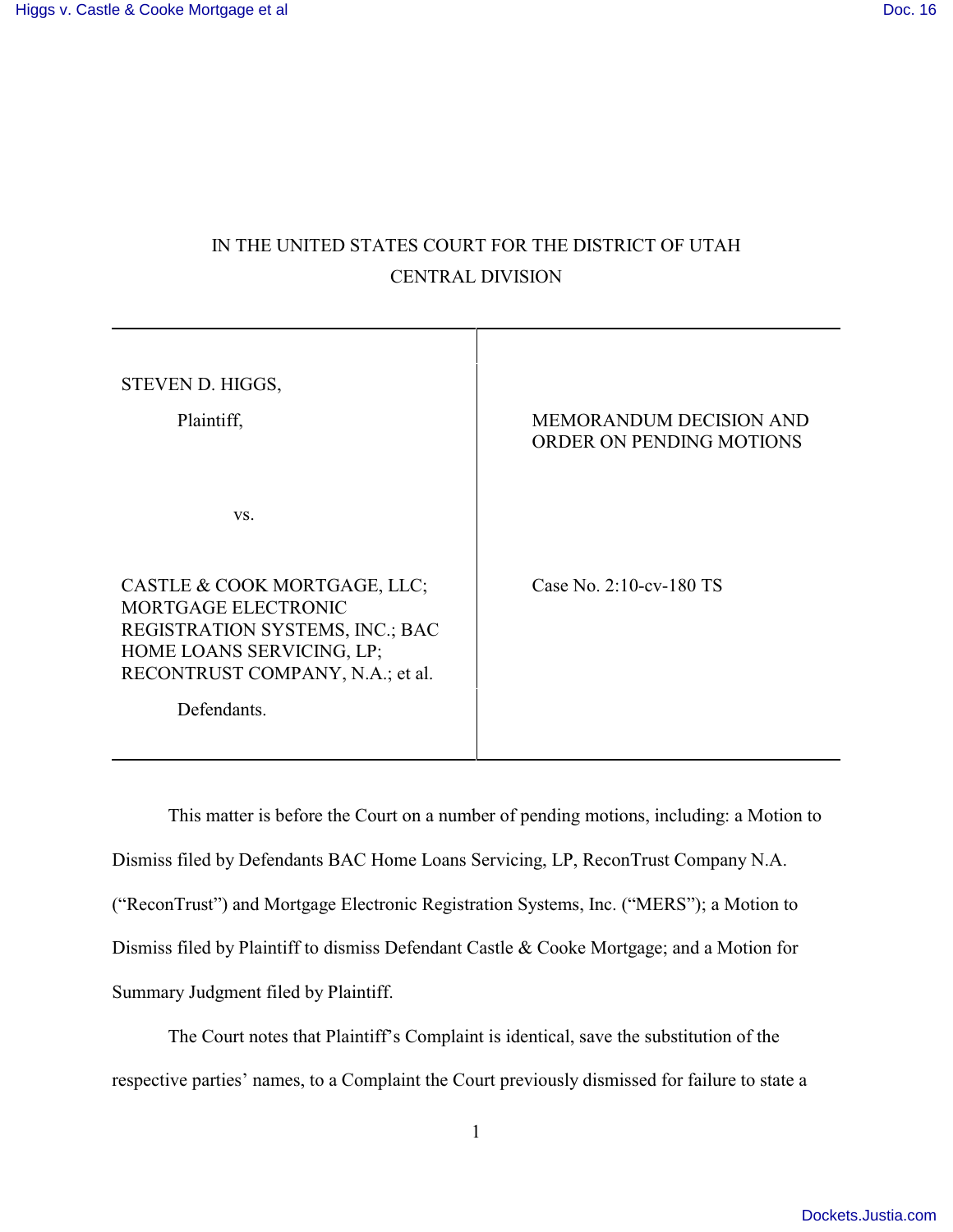IN THE UNITED STATES COURT FOR THE DISTRICT OF UTAH

CENTRAL DIVISION

| | |
|---|---|
| STEVEN D. HIGGS,<br><br>Plaintiff,<br><br>vs.<br><br>CASTLE & COOK MORTGAGE, LLC; MORTGAGE ELECTRONIC REGISTRATION SYSTEMS, INC.; BAC HOME LOANS SERVICING, LP; RECONTRUST COMPANY, N.A.; et al.<br><br>Defendants. | MEMORANDUM DECISION AND ORDER ON PENDING MOTIONS<br><br>Case No. 2:10-cv-180 TS |

This matter is before the Court on a number of pending motions, including: a Motion to Dismiss filed by Defendants BAC Home Loans Servicing, LP, ReconTrust Company N.A. ("ReconTrust") and Mortgage Electronic Registration Systems, Inc. ("MERS"); a Motion to Dismiss filed by Plaintiff to dismiss Defendant Castle & Cooke Mortgage; and a Motion for Summary Judgment filed by Plaintiff.

The Court notes that Plaintiff's Complaint is identical, save the substitution of the respective parties' names, to a Complaint the Court previously dismissed for failure to state a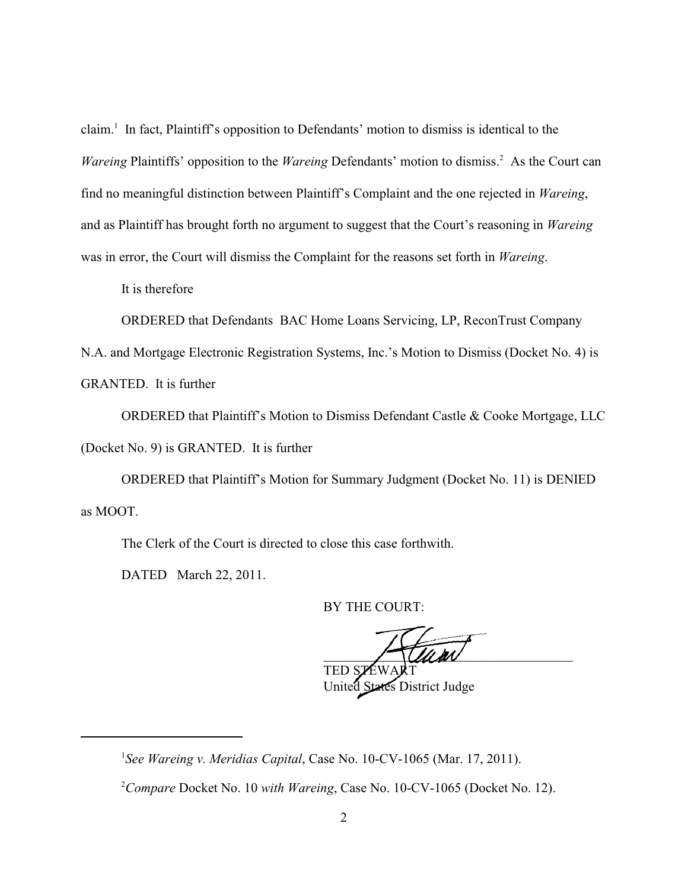claim.[1] In fact, Plaintiff's opposition to Defendants' motion to dismiss is identical to the *Wareing* Plaintiffs' opposition to the *Wareing* Defendants' motion to dismiss.[2] As the Court can find no meaningful distinction between Plaintiff's Complaint and the one rejected in *Wareing*, and as Plaintiff has brought forth no argument to suggest that the Court's reasoning in *Wareing* was in error, the Court will dismiss the Complaint for the reasons set forth in *Wareing*.

It is therefore

ORDERED that Defendants BAC Home Loans Servicing, LP, ReconTrust Company N.A. and Mortgage Electronic Registration Systems, Inc.'s Motion to Dismiss (Docket No. 4) is GRANTED. It is further

ORDERED that Plaintiff's Motion to Dismiss Defendant Castle & Cooke Mortgage, LLC (Docket No. 9) is GRANTED. It is further

ORDERED that Plaintiff's Motion for Summary Judgment (Docket No. 11) is DENIED as MOOT.

The Clerk of the Court is directed to close this case forthwith.

DATED March 22, 2011.

BY THE COURT:

TED STEWART
United States District Judge

---

[1] *See Wareing v. Meridias Capital*, Case No. 10-CV-1065 (Mar. 17, 2011).

[2] *Compare* Docket No. 10 *with Wareing*, Case No. 10-CV-1065 (Docket No. 12).